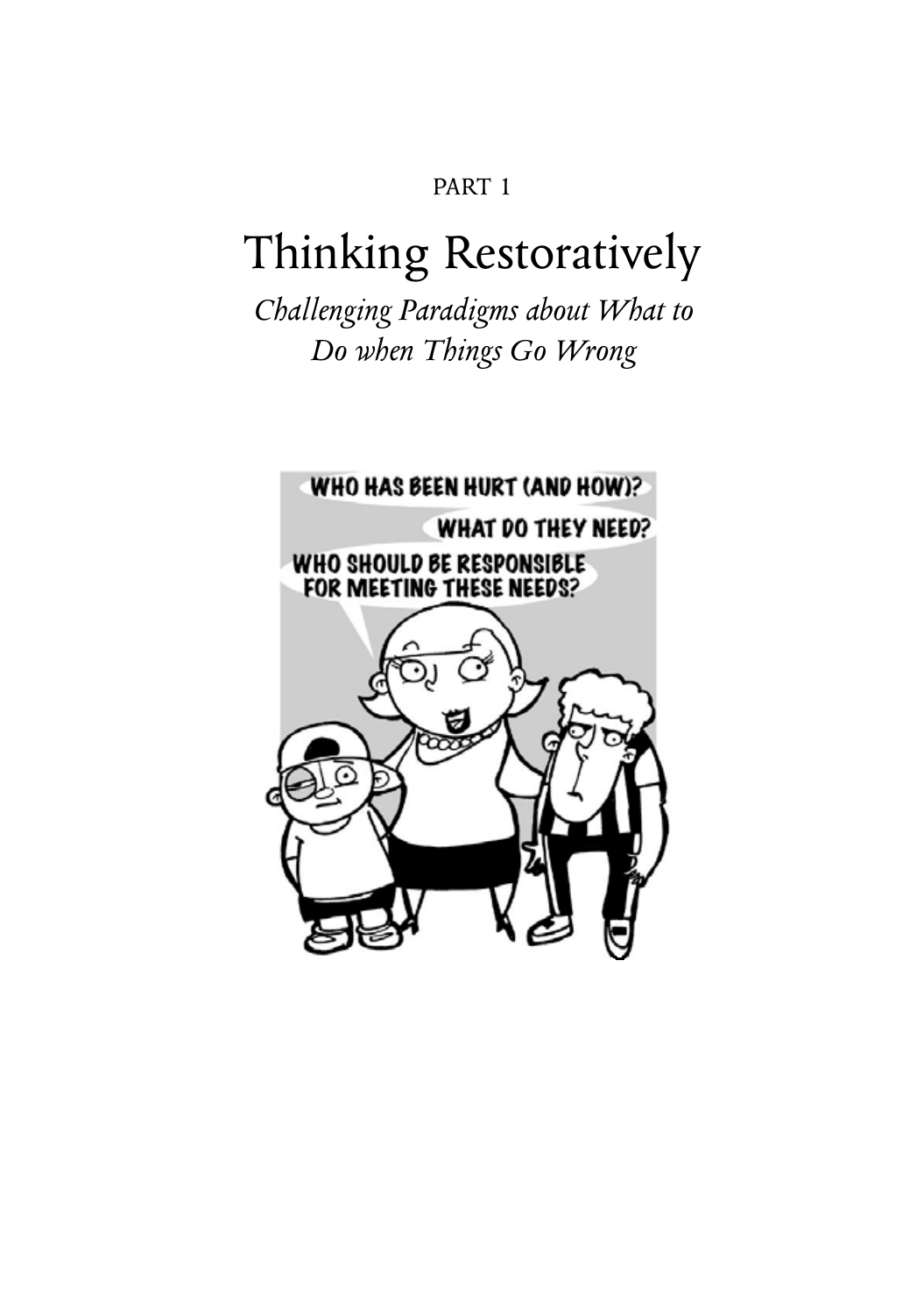PART 1

# Thinking Restoratively

*Challenging Paradigms about What to Do when Things Go Wrong*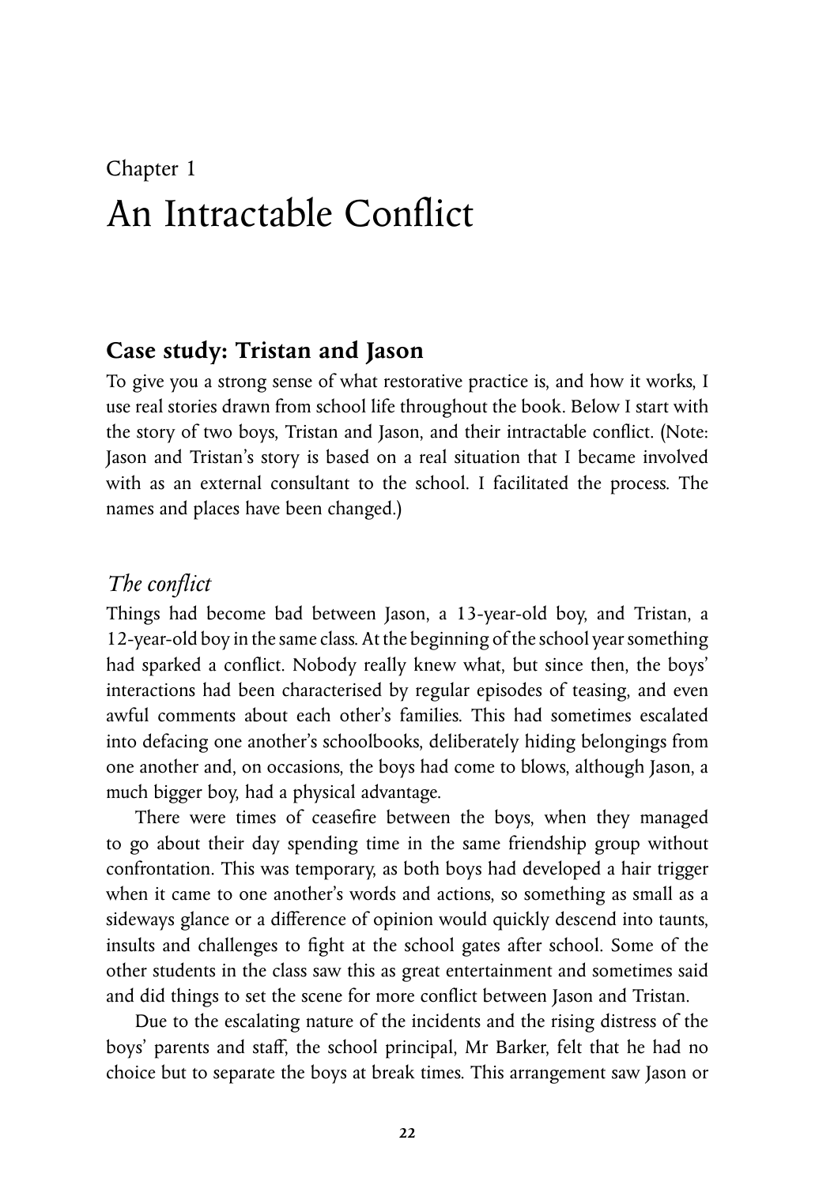Chapter 1

# An Intractable Conflict

## Case study: Tristan and Jason

To give you a strong sense of what restorative practice is, and how it works, I use real stories drawn from school life throughout the book. Below I start with the story of two boys, Tristan and Jason, and their intractable conflict. (Note: Jason and Tristan's story is based on a real situation that I became involved with as an external consultant to the school. I facilitated the process. The names and places have been changed.)

### *The conflict*

Things had become bad between Jason, a 13-year-old boy, and Tristan, a 12-year-old boy in the same class. At the beginning of the school year something had sparked a conflict. Nobody really knew what, but since then, the boys' interactions had been characterised by regular episodes of teasing, and even awful comments about each other's families. This had sometimes escalated into defacing one another's schoolbooks, deliberately hiding belongings from one another and, on occasions, the boys had come to blows, although Jason, a much bigger boy, had a physical advantage.

There were times of ceasefire between the boys, when they managed to go about their day spending time in the same friendship group without confrontation. This was temporary, as both boys had developed a hair trigger when it came to one another's words and actions, so something as small as a sideways glance or a difference of opinion would quickly descend into taunts, insults and challenges to fight at the school gates after school. Some of the other students in the class saw this as great entertainment and sometimes said and did things to set the scene for more conflict between Jason and Tristan.

Due to the escalating nature of the incidents and the rising distress of the boys' parents and staff, the school principal, Mr Barker, felt that he had no choice but to separate the boys at break times. This arrangement saw Jason or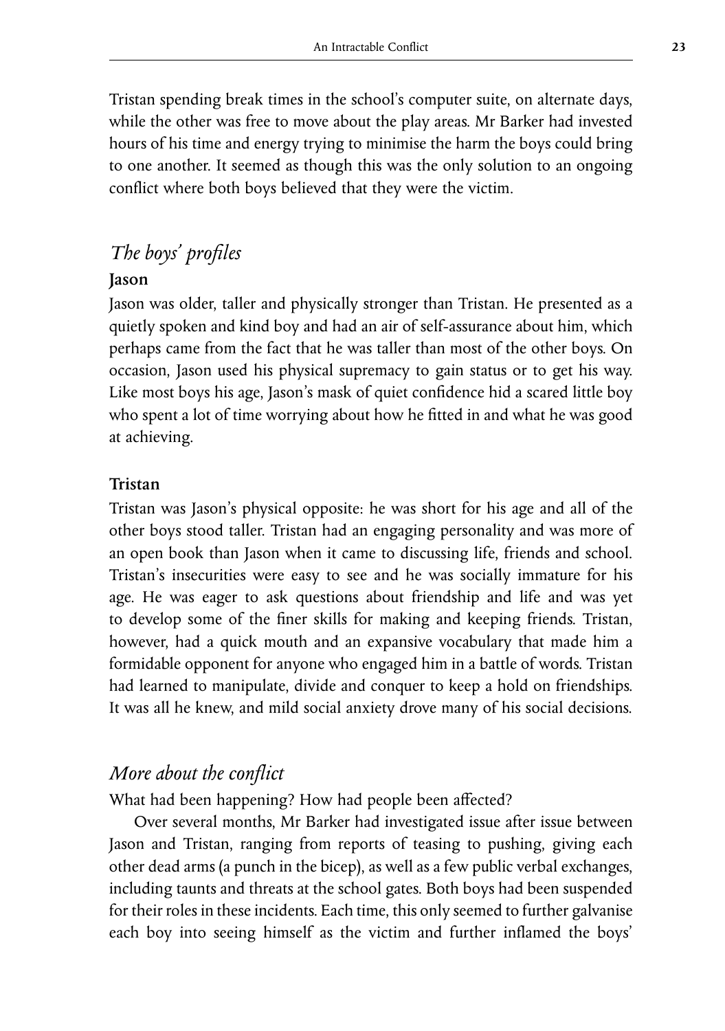Tristan spending break times in the school's computer suite, on alternate days, while the other was free to move about the play areas. Mr Barker had invested hours of his time and energy trying to minimise the harm the boys could bring to one another. It seemed as though this was the only solution to an ongoing conflict where both boys believed that they were the victim.

## *The boys' profiles*

### Jason

Jason was older, taller and physically stronger than Tristan. He presented as a quietly spoken and kind boy and had an air of self-assurance about him, which perhaps came from the fact that he was taller than most of the other boys. On occasion, Jason used his physical supremacy to gain status or to get his way. Like most boys his age, Jason's mask of quiet confidence hid a scared little boy who spent a lot of time worrying about how he fitted in and what he was good at achieving.

### Tristan

Tristan was Jason's physical opposite: he was short for his age and all of the other boys stood taller. Tristan had an engaging personality and was more of an open book than Jason when it came to discussing life, friends and school. Tristan's insecurities were easy to see and he was socially immature for his age. He was eager to ask questions about friendship and life and was yet to develop some of the finer skills for making and keeping friends. Tristan, however, had a quick mouth and an expansive vocabulary that made him a formidable opponent for anyone who engaged him in a battle of words. Tristan had learned to manipulate, divide and conquer to keep a hold on friendships. It was all he knew, and mild social anxiety drove many of his social decisions.

## *More about the conflict*

What had been happening? How had people been affected?

Over several months, Mr Barker had investigated issue after issue between Jason and Tristan, ranging from reports of teasing to pushing, giving each other dead arms (a punch in the bicep), as well as a few public verbal exchanges, including taunts and threats at the school gates. Both boys had been suspended for their roles in these incidents. Each time, this only seemed to further galvanise each boy into seeing himself as the victim and further inflamed the boys'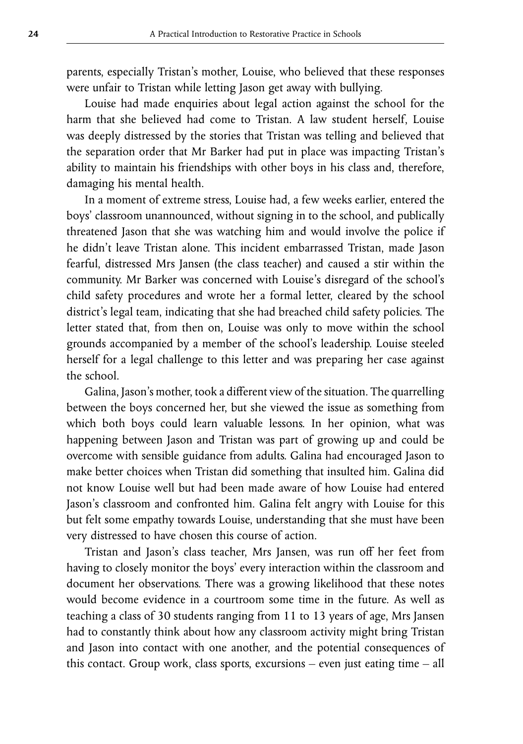parents, especially Tristan's mother, Louise, who believed that these responses were unfair to Tristan while letting Jason get away with bullying.

Louise had made enquiries about legal action against the school for the harm that she believed had come to Tristan. A law student herself, Louise was deeply distressed by the stories that Tristan was telling and believed that the separation order that Mr Barker had put in place was impacting Tristan's ability to maintain his friendships with other boys in his class and, therefore, damaging his mental health.

In a moment of extreme stress, Louise had, a few weeks earlier, entered the boys' classroom unannounced, without signing in to the school, and publically threatened Jason that she was watching him and would involve the police if he didn't leave Tristan alone. This incident embarrassed Tristan, made Jason fearful, distressed Mrs Jansen (the class teacher) and caused a stir within the community. Mr Barker was concerned with Louise's disregard of the school's child safety procedures and wrote her a formal letter, cleared by the school district's legal team, indicating that she had breached child safety policies. The letter stated that, from then on, Louise was only to move within the school grounds accompanied by a member of the school's leadership. Louise steeled herself for a legal challenge to this letter and was preparing her case against the school.

Galina, Jason's mother, took a different view of the situation. The quarrelling between the boys concerned her, but she viewed the issue as something from which both boys could learn valuable lessons. In her opinion, what was happening between Jason and Tristan was part of growing up and could be overcome with sensible guidance from adults. Galina had encouraged Jason to make better choices when Tristan did something that insulted him. Galina did not know Louise well but had been made aware of how Louise had entered Jason's classroom and confronted him. Galina felt angry with Louise for this but felt some empathy towards Louise, understanding that she must have been very distressed to have chosen this course of action.

Tristan and Jason's class teacher, Mrs Jansen, was run off her feet from having to closely monitor the boys' every interaction within the classroom and document her observations. There was a growing likelihood that these notes would become evidence in a courtroom some time in the future. As well as teaching a class of 30 students ranging from 11 to 13 years of age, Mrs Jansen had to constantly think about how any classroom activity might bring Tristan and Jason into contact with one another, and the potential consequences of this contact. Group work, class sports, excursions – even just eating time – all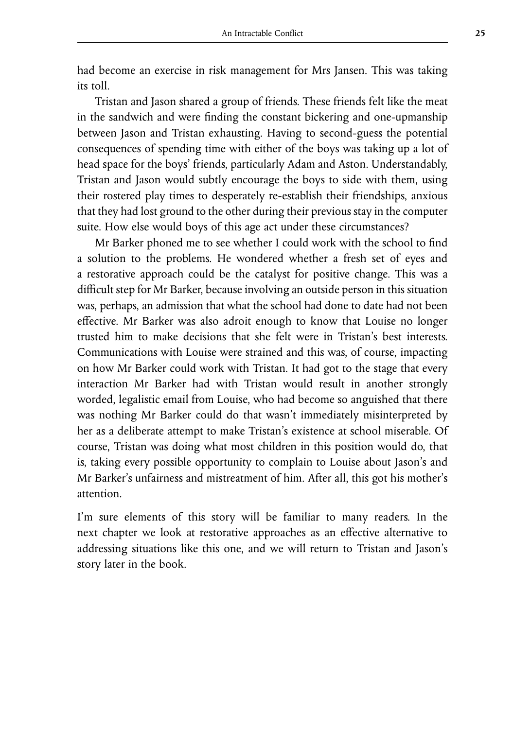had become an exercise in risk management for Mrs Jansen. This was taking its toll.

Tristan and Jason shared a group of friends. These friends felt like the meat in the sandwich and were finding the constant bickering and one-upmanship between Jason and Tristan exhausting. Having to second-guess the potential consequences of spending time with either of the boys was taking up a lot of head space for the boys' friends, particularly Adam and Aston. Understandably, Tristan and Jason would subtly encourage the boys to side with them, using their rostered play times to desperately re-establish their friendships, anxious that they had lost ground to the other during their previous stay in the computer suite. How else would boys of this age act under these circumstances?

Mr Barker phoned me to see whether I could work with the school to find a solution to the problems. He wondered whether a fresh set of eyes and a restorative approach could be the catalyst for positive change. This was a difficult step for Mr Barker, because involving an outside person in this situation was, perhaps, an admission that what the school had done to date had not been effective. Mr Barker was also adroit enough to know that Louise no longer trusted him to make decisions that she felt were in Tristan's best interests. Communications with Louise were strained and this was, of course, impacting on how Mr Barker could work with Tristan. It had got to the stage that every interaction Mr Barker had with Tristan would result in another strongly worded, legalistic email from Louise, who had become so anguished that there was nothing Mr Barker could do that wasn't immediately misinterpreted by her as a deliberate attempt to make Tristan's existence at school miserable. Of course, Tristan was doing what most children in this position would do, that is, taking every possible opportunity to complain to Louise about Jason's and Mr Barker's unfairness and mistreatment of him. After all, this got his mother's attention.

I'm sure elements of this story will be familiar to many readers. In the next chapter we look at restorative approaches as an effective alternative to addressing situations like this one, and we will return to Tristan and Jason's story later in the book.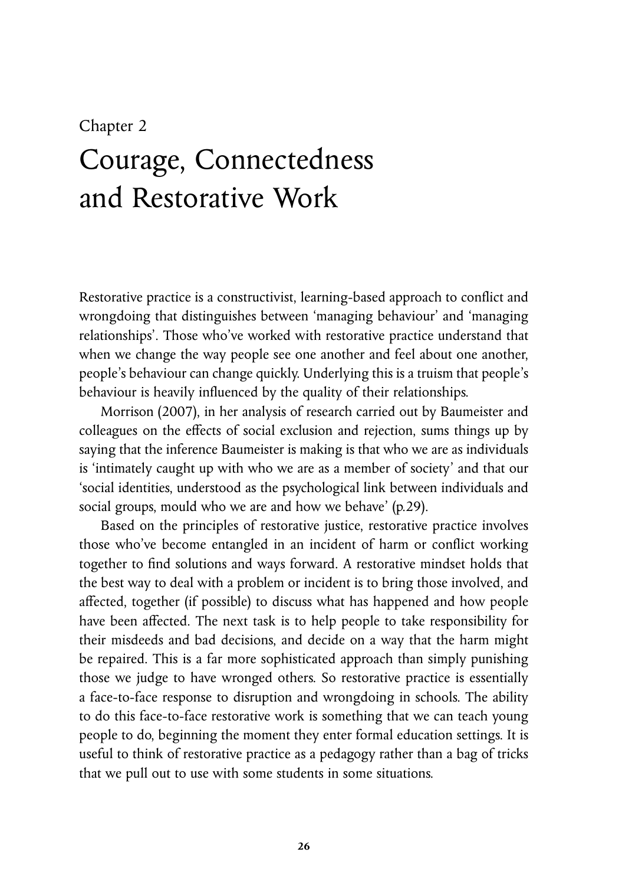Chapter 2

# Courage, Connectedness and Restorative Work

Restorative practice is a constructivist, learning-based approach to conflict and wrongdoing that distinguishes between 'managing behaviour' and 'managing relationships'. Those who've worked with restorative practice understand that when we change the way people see one another and feel about one another, people's behaviour can change quickly. Underlying this is a truism that people's behaviour is heavily influenced by the quality of their relationships.

Morrison (2007), in her analysis of research carried out by Baumeister and colleagues on the effects of social exclusion and rejection, sums things up by saying that the inference Baumeister is making is that who we are as individuals is 'intimately caught up with who we are as a member of society' and that our 'social identities, understood as the psychological link between individuals and social groups, mould who we are and how we behave' (p.29).

Based on the principles of restorative justice, restorative practice involves those who've become entangled in an incident of harm or conflict working together to find solutions and ways forward. A restorative mindset holds that the best way to deal with a problem or incident is to bring those involved, and affected, together (if possible) to discuss what has happened and how people have been affected. The next task is to help people to take responsibility for their misdeeds and bad decisions, and decide on a way that the harm might be repaired. This is a far more sophisticated approach than simply punishing those we judge to have wronged others. So restorative practice is essentially a face-to-face response to disruption and wrongdoing in schools. The ability to do this face-to-face restorative work is something that we can teach young people to do, beginning the moment they enter formal education settings. It is useful to think of restorative practice as a pedagogy rather than a bag of tricks that we pull out to use with some students in some situations.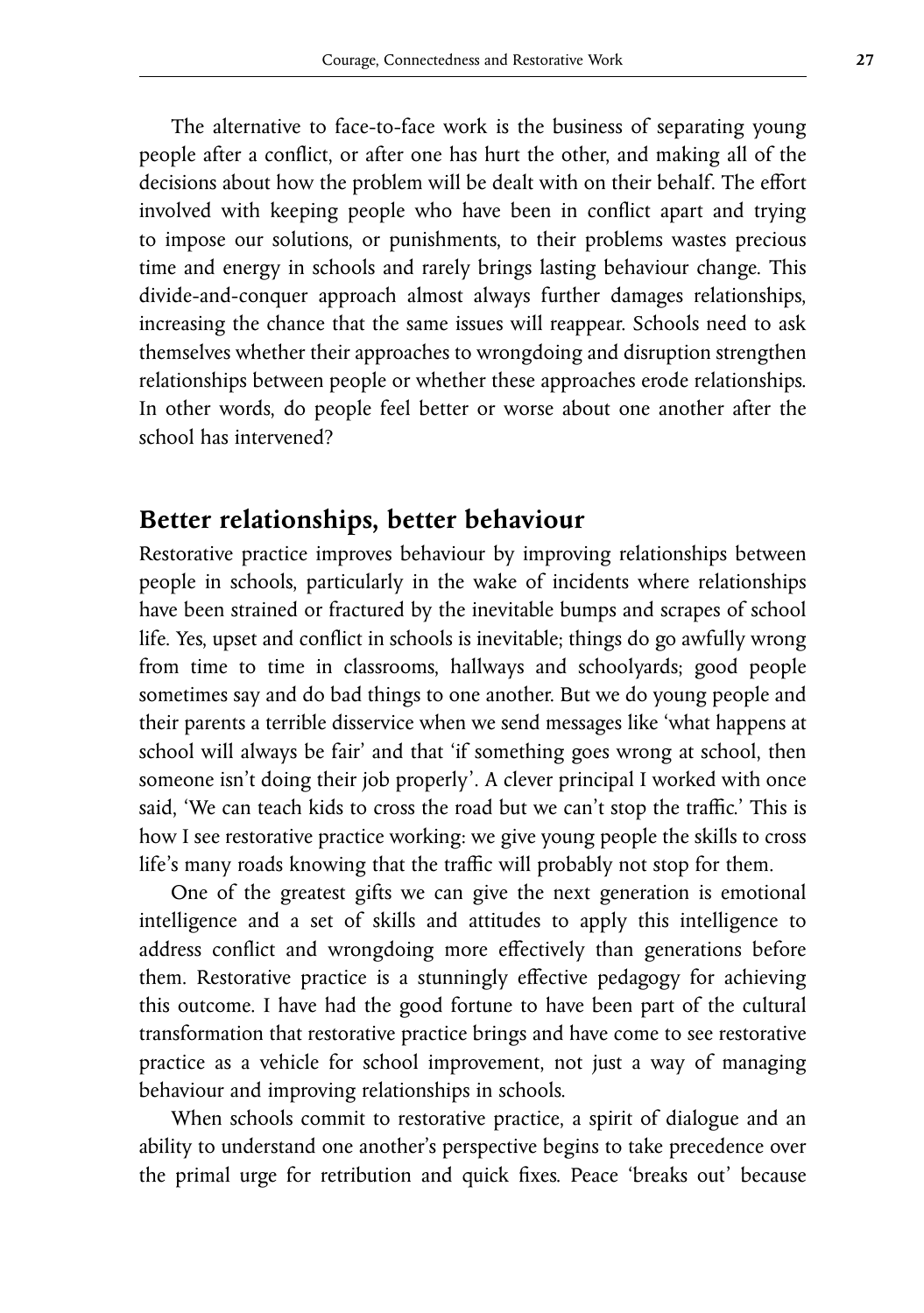The alternative to face-to-face work is the business of separating young people after a conflict, or after one has hurt the other, and making all of the decisions about how the problem will be dealt with on their behalf. The effort involved with keeping people who have been in conflict apart and trying to impose our solutions, or punishments, to their problems wastes precious time and energy in schools and rarely brings lasting behaviour change. This divide-and-conquer approach almost always further damages relationships, increasing the chance that the same issues will reappear. Schools need to ask themselves whether their approaches to wrongdoing and disruption strengthen relationships between people or whether these approaches erode relationships. In other words, do people feel better or worse about one another after the school has intervened?

## Better relationships, better behaviour

Restorative practice improves behaviour by improving relationships between people in schools, particularly in the wake of incidents where relationships have been strained or fractured by the inevitable bumps and scrapes of school life. Yes, upset and conflict in schools is inevitable; things do go awfully wrong from time to time in classrooms, hallways and schoolyards; good people sometimes say and do bad things to one another. But we do young people and their parents a terrible disservice when we send messages like 'what happens at school will always be fair' and that 'if something goes wrong at school, then someone isn't doing their job properly'. A clever principal I worked with once said, 'We can teach kids to cross the road but we can't stop the traffic.' This is how I see restorative practice working: we give young people the skills to cross life's many roads knowing that the traffic will probably not stop for them.

One of the greatest gifts we can give the next generation is emotional intelligence and a set of skills and attitudes to apply this intelligence to address conflict and wrongdoing more effectively than generations before them. Restorative practice is a stunningly effective pedagogy for achieving this outcome. I have had the good fortune to have been part of the cultural transformation that restorative practice brings and have come to see restorative practice as a vehicle for school improvement, not just a way of managing behaviour and improving relationships in schools.

When schools commit to restorative practice, a spirit of dialogue and an ability to understand one another's perspective begins to take precedence over the primal urge for retribution and quick fixes. Peace 'breaks out' because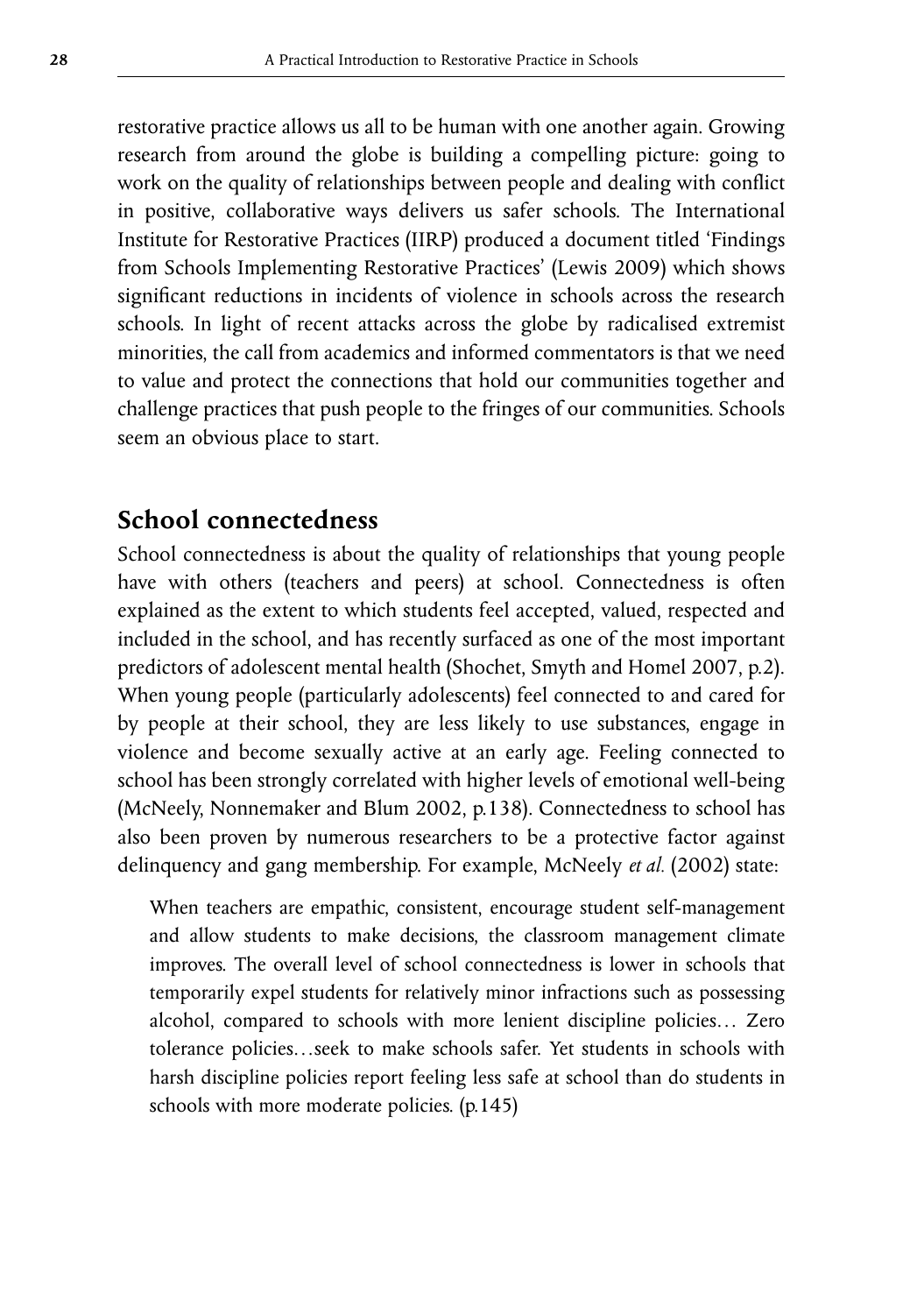restorative practice allows us all to be human with one another again. Growing research from around the globe is building a compelling picture: going to work on the quality of relationships between people and dealing with conflict in positive, collaborative ways delivers us safer schools. The International Institute for Restorative Practices (IIRP) produced a document titled 'Findings from Schools Implementing Restorative Practices' (Lewis 2009) which shows significant reductions in incidents of violence in schools across the research schools. In light of recent attacks across the globe by radicalised extremist minorities, the call from academics and informed commentators is that we need to value and protect the connections that hold our communities together and challenge practices that push people to the fringes of our communities. Schools seem an obvious place to start.

## School connectedness

School connectedness is about the quality of relationships that young people have with others (teachers and peers) at school. Connectedness is often explained as the extent to which students feel accepted, valued, respected and included in the school, and has recently surfaced as one of the most important predictors of adolescent mental health (Shochet, Smyth and Homel 2007, p.2). When young people (particularly adolescents) feel connected to and cared for by people at their school, they are less likely to use substances, engage in violence and become sexually active at an early age. Feeling connected to school has been strongly correlated with higher levels of emotional well-being (McNeely, Nonnemaker and Blum 2002, p.138). Connectedness to school has also been proven by numerous researchers to be a protective factor against delinquency and gang membership. For example, McNeely *et al.* (2002) state:

> When teachers are empathic, consistent, encourage student self-management and allow students to make decisions, the classroom management climate improves. The overall level of school connectedness is lower in schools that temporarily expel students for relatively minor infractions such as possessing alcohol, compared to schools with more lenient discipline policies… Zero tolerance policies…seek to make schools safer. Yet students in schools with harsh discipline policies report feeling less safe at school than do students in schools with more moderate policies. (p.145)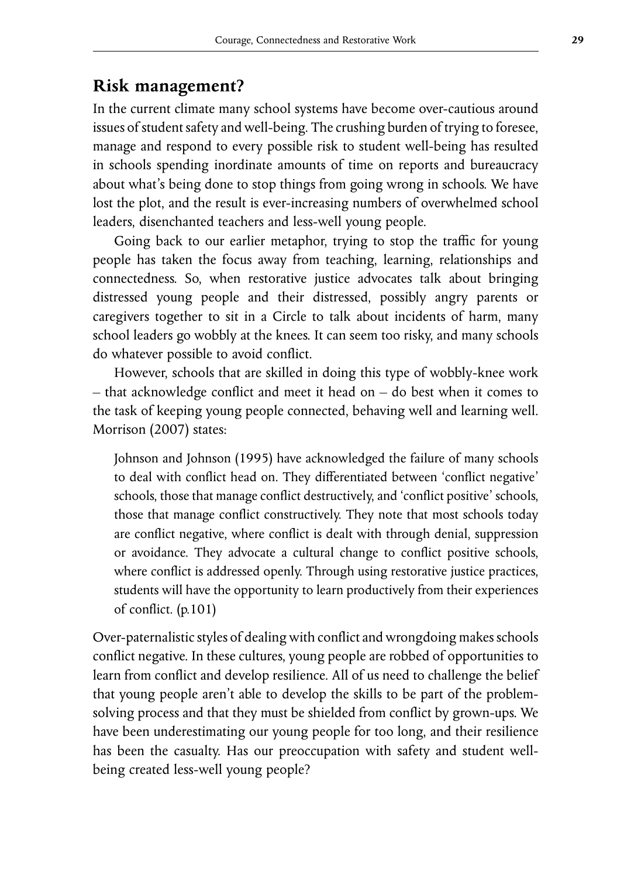## Risk management?

In the current climate many school systems have become over-cautious around issues of student safety and well-being. The crushing burden of trying to foresee, manage and respond to every possible risk to student well-being has resulted in schools spending inordinate amounts of time on reports and bureaucracy about what's being done to stop things from going wrong in schools. We have lost the plot, and the result is ever-increasing numbers of overwhelmed school leaders, disenchanted teachers and less-well young people.

Going back to our earlier metaphor, trying to stop the traffic for young people has taken the focus away from teaching, learning, relationships and connectedness. So, when restorative justice advocates talk about bringing distressed young people and their distressed, possibly angry parents or caregivers together to sit in a Circle to talk about incidents of harm, many school leaders go wobbly at the knees. It can seem too risky, and many schools do whatever possible to avoid conflict.

However, schools that are skilled in doing this type of wobbly-knee work – that acknowledge conflict and meet it head on – do best when it comes to the task of keeping young people connected, behaving well and learning well. Morrison (2007) states:

> Johnson and Johnson (1995) have acknowledged the failure of many schools to deal with conflict head on. They differentiated between 'conflict negative' schools, those that manage conflict destructively, and 'conflict positive' schools, those that manage conflict constructively. They note that most schools today are conflict negative, where conflict is dealt with through denial, suppression or avoidance. They advocate a cultural change to conflict positive schools, where conflict is addressed openly. Through using restorative justice practices, students will have the opportunity to learn productively from their experiences of conflict. (p.101)

Over-paternalistic styles of dealing with conflict and wrongdoing makes schools conflict negative. In these cultures, young people are robbed of opportunities to learn from conflict and develop resilience. All of us need to challenge the belief that young people aren't able to develop the skills to be part of the problem-solving process and that they must be shielded from conflict by grown-ups. We have been underestimating our young people for too long, and their resilience has been the casualty. Has our preoccupation with safety and student well-being created less-well young people?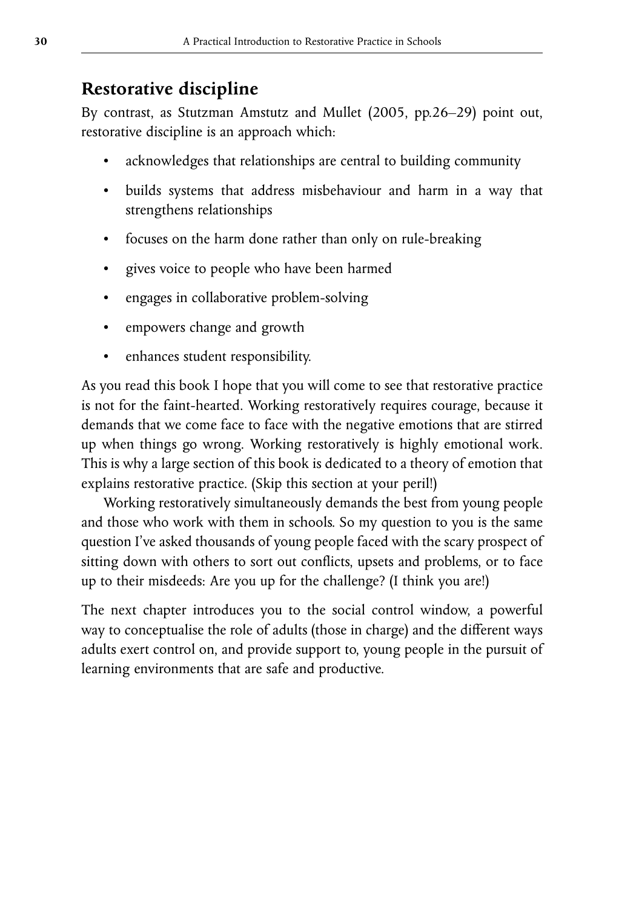## Restorative discipline

By contrast, as Stutzman Amstutz and Mullet (2005, pp.26–29) point out, restorative discipline is an approach which:

- acknowledges that relationships are central to building community
- builds systems that address misbehaviour and harm in a way that strengthens relationships
- focuses on the harm done rather than only on rule-breaking
- gives voice to people who have been harmed
- engages in collaborative problem-solving
- empowers change and growth
- enhances student responsibility.

As you read this book I hope that you will come to see that restorative practice is not for the faint-hearted. Working restoratively requires courage, because it demands that we come face to face with the negative emotions that are stirred up when things go wrong. Working restoratively is highly emotional work. This is why a large section of this book is dedicated to a theory of emotion that explains restorative practice. (Skip this section at your peril!)

Working restoratively simultaneously demands the best from young people and those who work with them in schools. So my question to you is the same question I've asked thousands of young people faced with the scary prospect of sitting down with others to sort out conflicts, upsets and problems, or to face up to their misdeeds: Are you up for the challenge? (I think you are!)

The next chapter introduces you to the social control window, a powerful way to conceptualise the role of adults (those in charge) and the different ways adults exert control on, and provide support to, young people in the pursuit of learning environments that are safe and productive.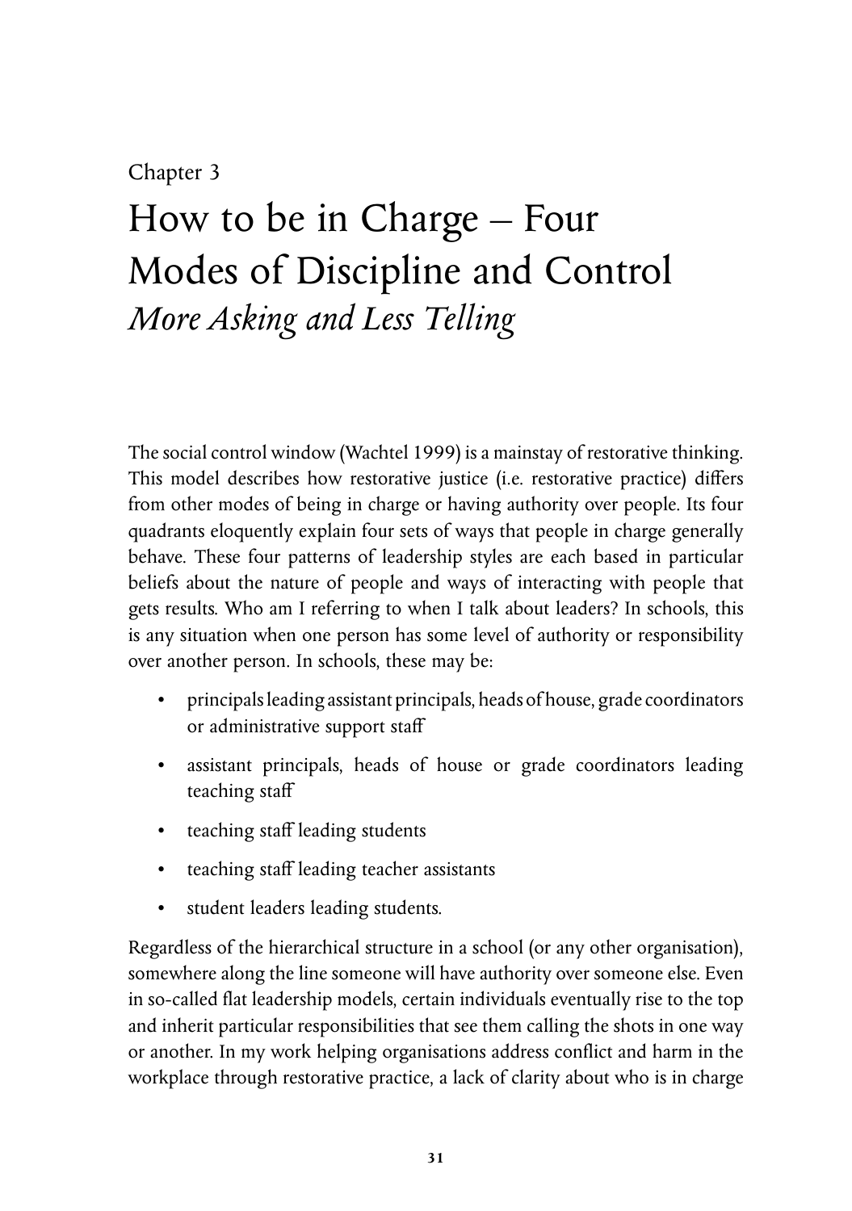Chapter 3

# How to be in Charge – Four Modes of Discipline and Control

## *More Asking and Less Telling*

The social control window (Wachtel 1999) is a mainstay of restorative thinking. This model describes how restorative justice (i.e. restorative practice) differs from other modes of being in charge or having authority over people. Its four quadrants eloquently explain four sets of ways that people in charge generally behave. These four patterns of leadership styles are each based in particular beliefs about the nature of people and ways of interacting with people that gets results. Who am I referring to when I talk about leaders? In schools, this is any situation when one person has some level of authority or responsibility over another person. In schools, these may be:

- principals leading assistant principals, heads of house, grade coordinators or administrative support staff
- assistant principals, heads of house or grade coordinators leading teaching staff
- teaching staff leading students
- teaching staff leading teacher assistants
- student leaders leading students.

Regardless of the hierarchical structure in a school (or any other organisation), somewhere along the line someone will have authority over someone else. Even in so-called flat leadership models, certain individuals eventually rise to the top and inherit particular responsibilities that see them calling the shots in one way or another. In my work helping organisations address conflict and harm in the workplace through restorative practice, a lack of clarity about who is in charge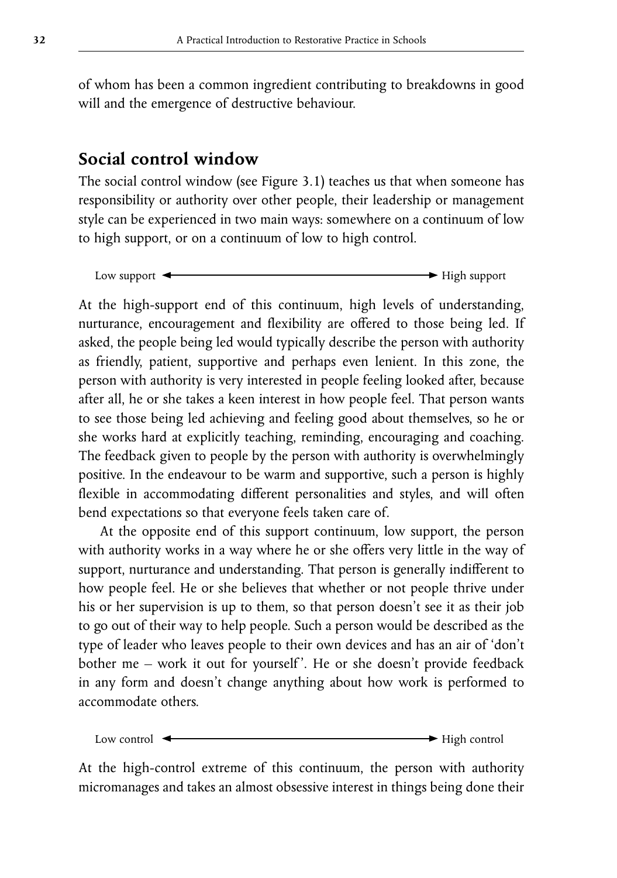of whom has been a common ingredient contributing to breakdowns in good will and the emergence of destructive behaviour.

## Social control window

The social control window (see Figure 3.1) teaches us that when someone has responsibility or authority over other people, their leadership or management style can be experienced in two main ways: somewhere on a continuum of low to high support, or on a continuum of low to high control.

Low support ◄──────────────────► High support

At the high-support end of this continuum, high levels of understanding, nurturance, encouragement and flexibility are offered to those being led. If asked, the people being led would typically describe the person with authority as friendly, patient, supportive and perhaps even lenient. In this zone, the person with authority is very interested in people feeling looked after, because after all, he or she takes a keen interest in how people feel. That person wants to see those being led achieving and feeling good about themselves, so he or she works hard at explicitly teaching, reminding, encouraging and coaching. The feedback given to people by the person with authority is overwhelmingly positive. In the endeavour to be warm and supportive, such a person is highly flexible in accommodating different personalities and styles, and will often bend expectations so that everyone feels taken care of.

At the opposite end of this support continuum, low support, the person with authority works in a way where he or she offers very little in the way of support, nurturance and understanding. That person is generally indifferent to how people feel. He or she believes that whether or not people thrive under his or her supervision is up to them, so that person doesn't see it as their job to go out of their way to help people. Such a person would be described as the type of leader who leaves people to their own devices and has an air of 'don't bother me – work it out for yourself'. He or she doesn't provide feedback in any form and doesn't change anything about how work is performed to accommodate others.

Low control ◄──────────────────► High control

At the high-control extreme of this continuum, the person with authority micromanages and takes an almost obsessive interest in things being done their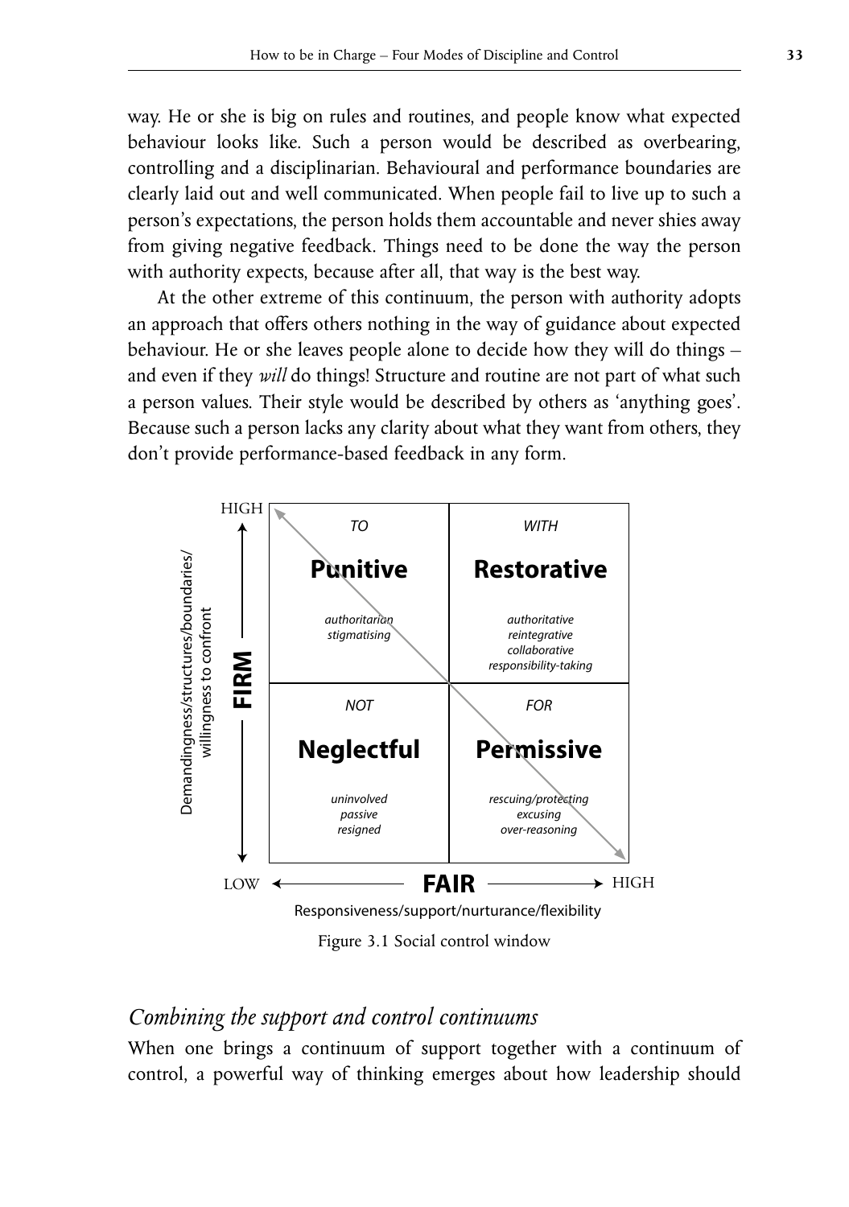way. He or she is big on rules and routines, and people know what expected behaviour looks like. Such a person would be described as overbearing, controlling and a disciplinarian. Behavioural and performance boundaries are clearly laid out and well communicated. When people fail to live up to such a person's expectations, the person holds them accountable and never shies away from giving negative feedback. Things need to be done the way the person with authority expects, because after all, that way is the best way.

At the other extreme of this continuum, the person with authority adopts an approach that offers others nothing in the way of guidance about expected behaviour. He or she leaves people alone to decide how they will do things – and even if they *will* do things! Structure and routine are not part of what such a person values. Their style would be described by others as 'anything goes'. Because such a person lacks any clarity about what they want from others, they don't provide performance-based feedback in any form.

HIGH

Demandingness/structures/boundaries/ willingness to confront

**FIRM**

LOW

*TO*
**Punitive**
*authoritarian*
*stigmatising*

*WITH*
**Restorative**
*authoritative*
*reintegrative*
*collaborative*
*responsibility-taking*

*NOT*
**Neglectful**
*uninvolved*
*passive*
*resigned*

*FOR*
**Permissive**
*rescuing/protecting*
*excusing*
*over-reasoning*

**FAIR**

HIGH

Responsiveness/support/nurturance/flexibility

Figure 3.1 Social control window

## *Combining the support and control continuums*

When one brings a continuum of support together with a continuum of control, a powerful way of thinking emerges about how leadership should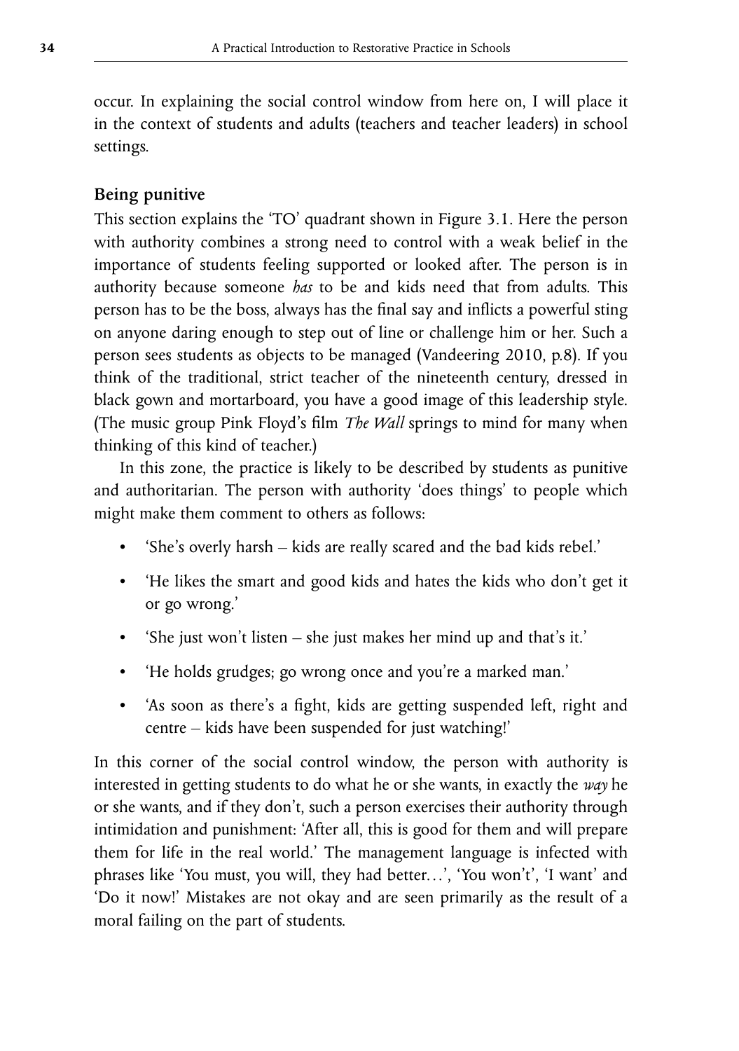occur. In explaining the social control window from here on, I will place it in the context of students and adults (teachers and teacher leaders) in school settings.

### Being punitive

This section explains the 'TO' quadrant shown in Figure 3.1. Here the person with authority combines a strong need to control with a weak belief in the importance of students feeling supported or looked after. The person is in authority because someone *has* to be and kids need that from adults. This person has to be the boss, always has the final say and inflicts a powerful sting on anyone daring enough to step out of line or challenge him or her. Such a person sees students as objects to be managed (Vandeering 2010, p.8). If you think of the traditional, strict teacher of the nineteenth century, dressed in black gown and mortarboard, you have a good image of this leadership style. (The music group Pink Floyd's film *The Wall* springs to mind for many when thinking of this kind of teacher.)

In this zone, the practice is likely to be described by students as punitive and authoritarian. The person with authority 'does things' to people which might make them comment to others as follows:

- 'She's overly harsh – kids are really scared and the bad kids rebel.'
- 'He likes the smart and good kids and hates the kids who don't get it or go wrong.'
- 'She just won't listen – she just makes her mind up and that's it.'
- 'He holds grudges; go wrong once and you're a marked man.'
- 'As soon as there's a fight, kids are getting suspended left, right and centre – kids have been suspended for just watching!'

In this corner of the social control window, the person with authority is interested in getting students to do what he or she wants, in exactly the *way* he or she wants, and if they don't, such a person exercises their authority through intimidation and punishment: 'After all, this is good for them and will prepare them for life in the real world.' The management language is infected with phrases like 'You must, you will, they had better…', 'You won't', 'I want' and 'Do it now!' Mistakes are not okay and are seen primarily as the result of a moral failing on the part of students.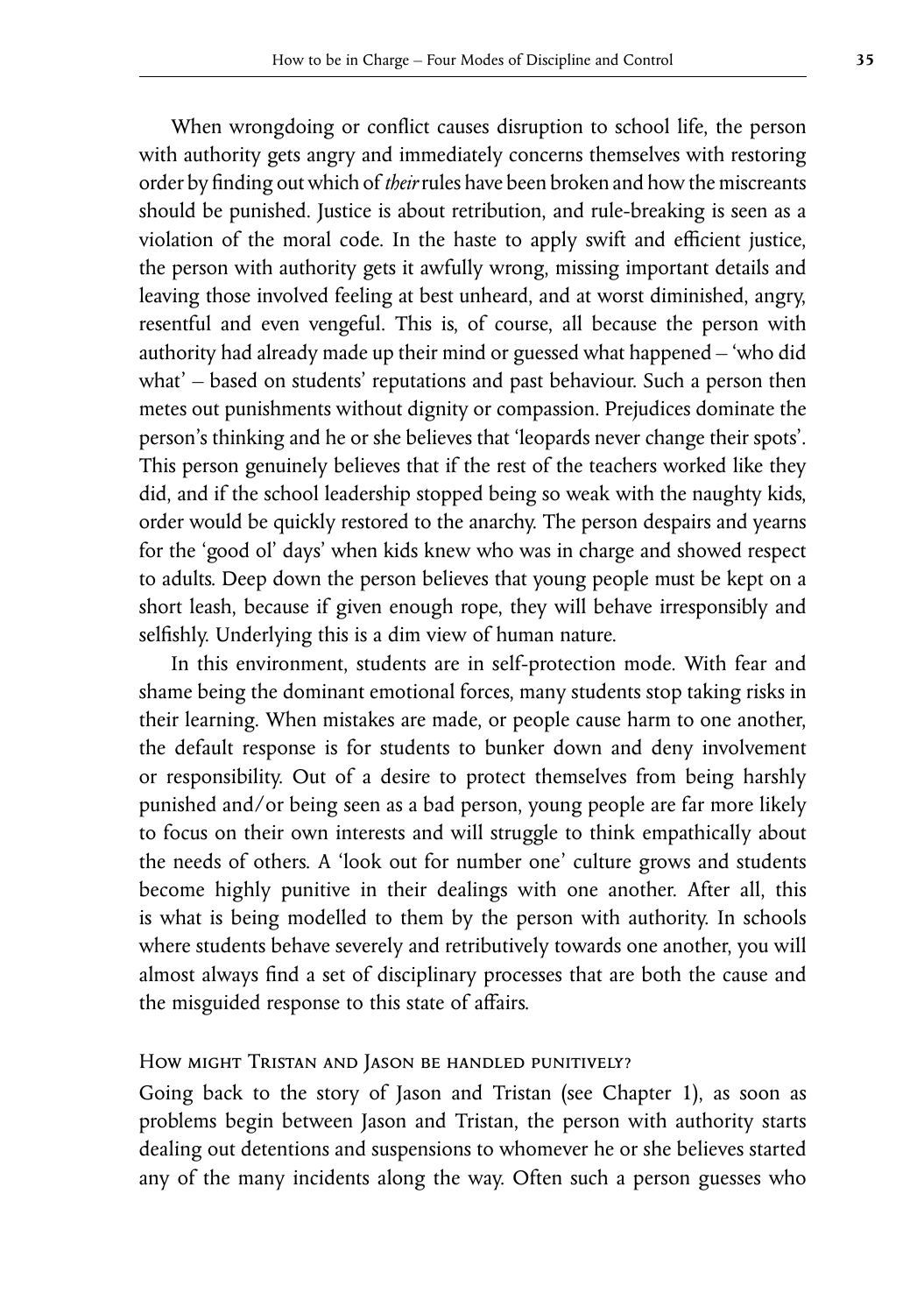When wrongdoing or conflict causes disruption to school life, the person with authority gets angry and immediately concerns themselves with restoring order by finding out which of *their* rules have been broken and how the miscreants should be punished. Justice is about retribution, and rule-breaking is seen as a violation of the moral code. In the haste to apply swift and efficient justice, the person with authority gets it awfully wrong, missing important details and leaving those involved feeling at best unheard, and at worst diminished, angry, resentful and even vengeful. This is, of course, all because the person with authority had already made up their mind or guessed what happened – 'who did what' – based on students' reputations and past behaviour. Such a person then metes out punishments without dignity or compassion. Prejudices dominate the person's thinking and he or she believes that 'leopards never change their spots'. This person genuinely believes that if the rest of the teachers worked like they did, and if the school leadership stopped being so weak with the naughty kids, order would be quickly restored to the anarchy. The person despairs and yearns for the 'good ol' days' when kids knew who was in charge and showed respect to adults. Deep down the person believes that young people must be kept on a short leash, because if given enough rope, they will behave irresponsibly and selfishly. Underlying this is a dim view of human nature.

In this environment, students are in self-protection mode. With fear and shame being the dominant emotional forces, many students stop taking risks in their learning. When mistakes are made, or people cause harm to one another, the default response is for students to bunker down and deny involvement or responsibility. Out of a desire to protect themselves from being harshly punished and/or being seen as a bad person, young people are far more likely to focus on their own interests and will struggle to think empathically about the needs of others. A 'look out for number one' culture grows and students become highly punitive in their dealings with one another. After all, this is what is being modelled to them by the person with authority. In schools where students behave severely and retributively towards one another, you will almost always find a set of disciplinary processes that are both the cause and the misguided response to this state of affairs.

### How might Tristan and Jason be handled punitively?

Going back to the story of Jason and Tristan (see Chapter 1), as soon as problems begin between Jason and Tristan, the person with authority starts dealing out detentions and suspensions to whomever he or she believes started any of the many incidents along the way. Often such a person guesses who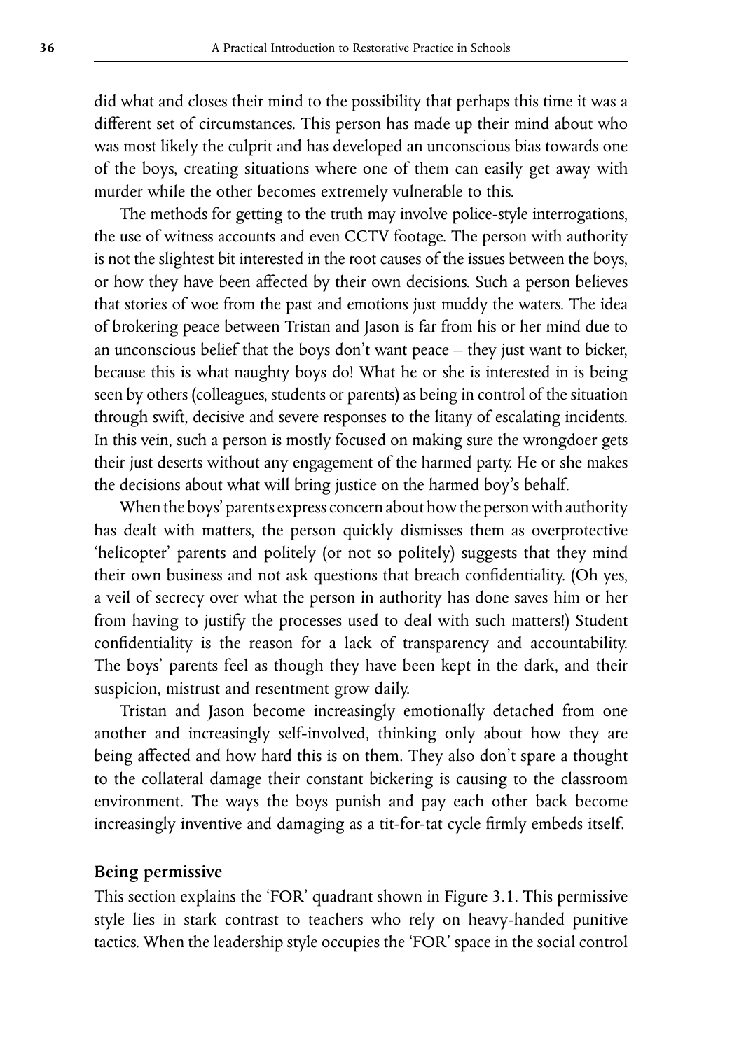did what and closes their mind to the possibility that perhaps this time it was a different set of circumstances. This person has made up their mind about who was most likely the culprit and has developed an unconscious bias towards one of the boys, creating situations where one of them can easily get away with murder while the other becomes extremely vulnerable to this.

The methods for getting to the truth may involve police-style interrogations, the use of witness accounts and even CCTV footage. The person with authority is not the slightest bit interested in the root causes of the issues between the boys, or how they have been affected by their own decisions. Such a person believes that stories of woe from the past and emotions just muddy the waters. The idea of brokering peace between Tristan and Jason is far from his or her mind due to an unconscious belief that the boys don't want peace – they just want to bicker, because this is what naughty boys do! What he or she is interested in is being seen by others (colleagues, students or parents) as being in control of the situation through swift, decisive and severe responses to the litany of escalating incidents. In this vein, such a person is mostly focused on making sure the wrongdoer gets their just deserts without any engagement of the harmed party. He or she makes the decisions about what will bring justice on the harmed boy's behalf.

When the boys' parents express concern about how the person with authority has dealt with matters, the person quickly dismisses them as overprotective 'helicopter' parents and politely (or not so politely) suggests that they mind their own business and not ask questions that breach confidentiality. (Oh yes, a veil of secrecy over what the person in authority has done saves him or her from having to justify the processes used to deal with such matters!) Student confidentiality is the reason for a lack of transparency and accountability. The boys' parents feel as though they have been kept in the dark, and their suspicion, mistrust and resentment grow daily.

Tristan and Jason become increasingly emotionally detached from one another and increasingly self-involved, thinking only about how they are being affected and how hard this is on them. They also don't spare a thought to the collateral damage their constant bickering is causing to the classroom environment. The ways the boys punish and pay each other back become increasingly inventive and damaging as a tit-for-tat cycle firmly embeds itself.

## Being permissive

This section explains the 'FOR' quadrant shown in Figure 3.1. This permissive style lies in stark contrast to teachers who rely on heavy-handed punitive tactics. When the leadership style occupies the 'FOR' space in the social control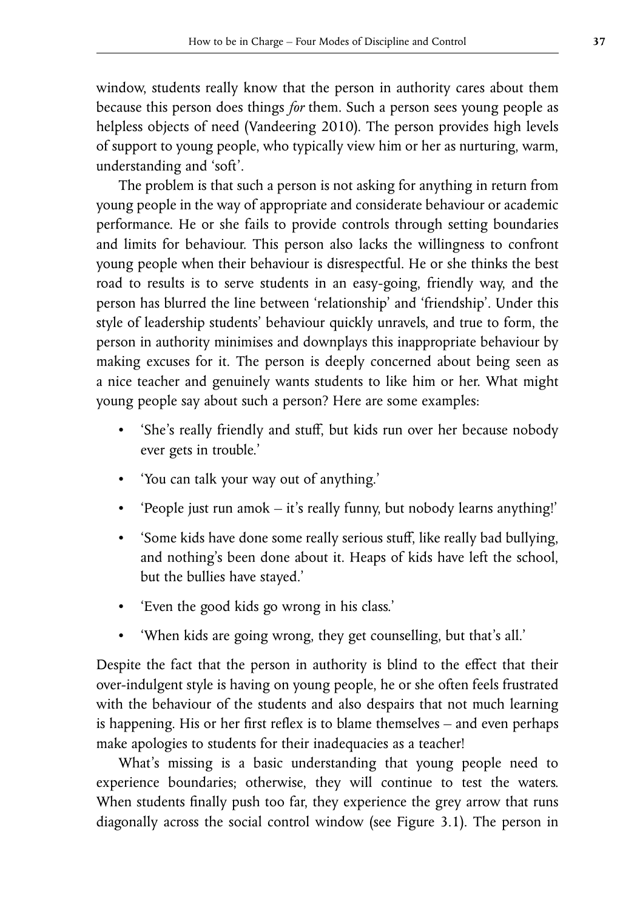window, students really know that the person in authority cares about them because this person does things *for* them. Such a person sees young people as helpless objects of need (Vandeering 2010). The person provides high levels of support to young people, who typically view him or her as nurturing, warm, understanding and 'soft'.

The problem is that such a person is not asking for anything in return from young people in the way of appropriate and considerate behaviour or academic performance. He or she fails to provide controls through setting boundaries and limits for behaviour. This person also lacks the willingness to confront young people when their behaviour is disrespectful. He or she thinks the best road to results is to serve students in an easy-going, friendly way, and the person has blurred the line between 'relationship' and 'friendship'. Under this style of leadership students' behaviour quickly unravels, and true to form, the person in authority minimises and downplays this inappropriate behaviour by making excuses for it. The person is deeply concerned about being seen as a nice teacher and genuinely wants students to like him or her. What might young people say about such a person? Here are some examples:

- 'She's really friendly and stuff, but kids run over her because nobody ever gets in trouble.'
- 'You can talk your way out of anything.'
- 'People just run amok – it's really funny, but nobody learns anything!'
- 'Some kids have done some really serious stuff, like really bad bullying, and nothing's been done about it. Heaps of kids have left the school, but the bullies have stayed.'
- 'Even the good kids go wrong in his class.'
- 'When kids are going wrong, they get counselling, but that's all.'

Despite the fact that the person in authority is blind to the effect that their over-indulgent style is having on young people, he or she often feels frustrated with the behaviour of the students and also despairs that not much learning is happening. His or her first reflex is to blame themselves – and even perhaps make apologies to students for their inadequacies as a teacher!

What's missing is a basic understanding that young people need to experience boundaries; otherwise, they will continue to test the waters. When students finally push too far, they experience the grey arrow that runs diagonally across the social control window (see Figure 3.1). The person in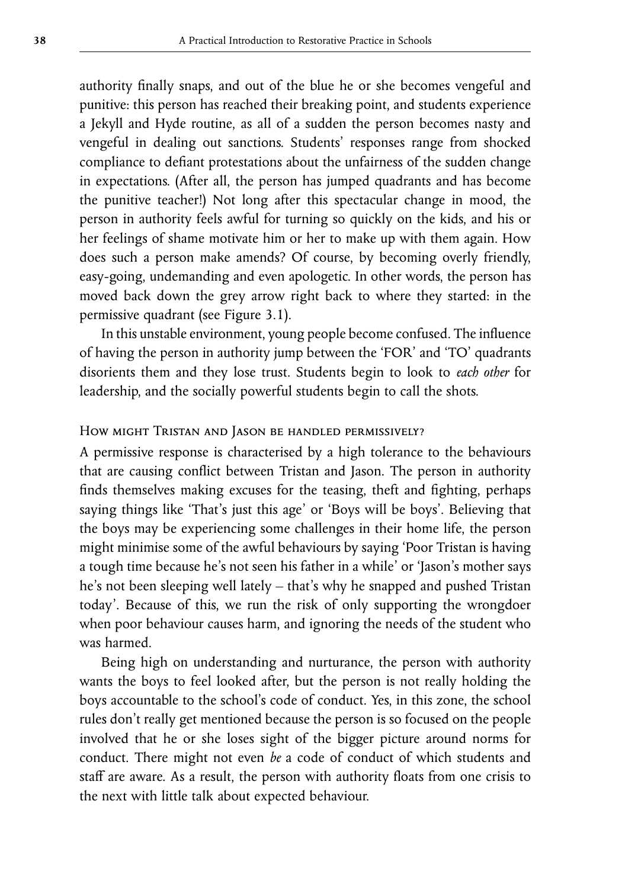authority finally snaps, and out of the blue he or she becomes vengeful and punitive: this person has reached their breaking point, and students experience a Jekyll and Hyde routine, as all of a sudden the person becomes nasty and vengeful in dealing out sanctions. Students' responses range from shocked compliance to defiant protestations about the unfairness of the sudden change in expectations. (After all, the person has jumped quadrants and has become the punitive teacher!) Not long after this spectacular change in mood, the person in authority feels awful for turning so quickly on the kids, and his or her feelings of shame motivate him or her to make up with them again. How does such a person make amends? Of course, by becoming overly friendly, easy-going, undemanding and even apologetic. In other words, the person has moved back down the grey arrow right back to where they started: in the permissive quadrant (see Figure 3.1).

In this unstable environment, young people become confused. The influence of having the person in authority jump between the 'FOR' and 'TO' quadrants disorients them and they lose trust. Students begin to look to *each other* for leadership, and the socially powerful students begin to call the shots.

### How might Tristan and Jason be handled permissively?

A permissive response is characterised by a high tolerance to the behaviours that are causing conflict between Tristan and Jason. The person in authority finds themselves making excuses for the teasing, theft and fighting, perhaps saying things like 'That's just this age' or 'Boys will be boys'. Believing that the boys may be experiencing some challenges in their home life, the person might minimise some of the awful behaviours by saying 'Poor Tristan is having a tough time because he's not seen his father in a while' or 'Jason's mother says he's not been sleeping well lately – that's why he snapped and pushed Tristan today'. Because of this, we run the risk of only supporting the wrongdoer when poor behaviour causes harm, and ignoring the needs of the student who was harmed.

Being high on understanding and nurturance, the person with authority wants the boys to feel looked after, but the person is not really holding the boys accountable to the school's code of conduct. Yes, in this zone, the school rules don't really get mentioned because the person is so focused on the people involved that he or she loses sight of the bigger picture around norms for conduct. There might not even *be* a code of conduct of which students and staff are aware. As a result, the person with authority floats from one crisis to the next with little talk about expected behaviour.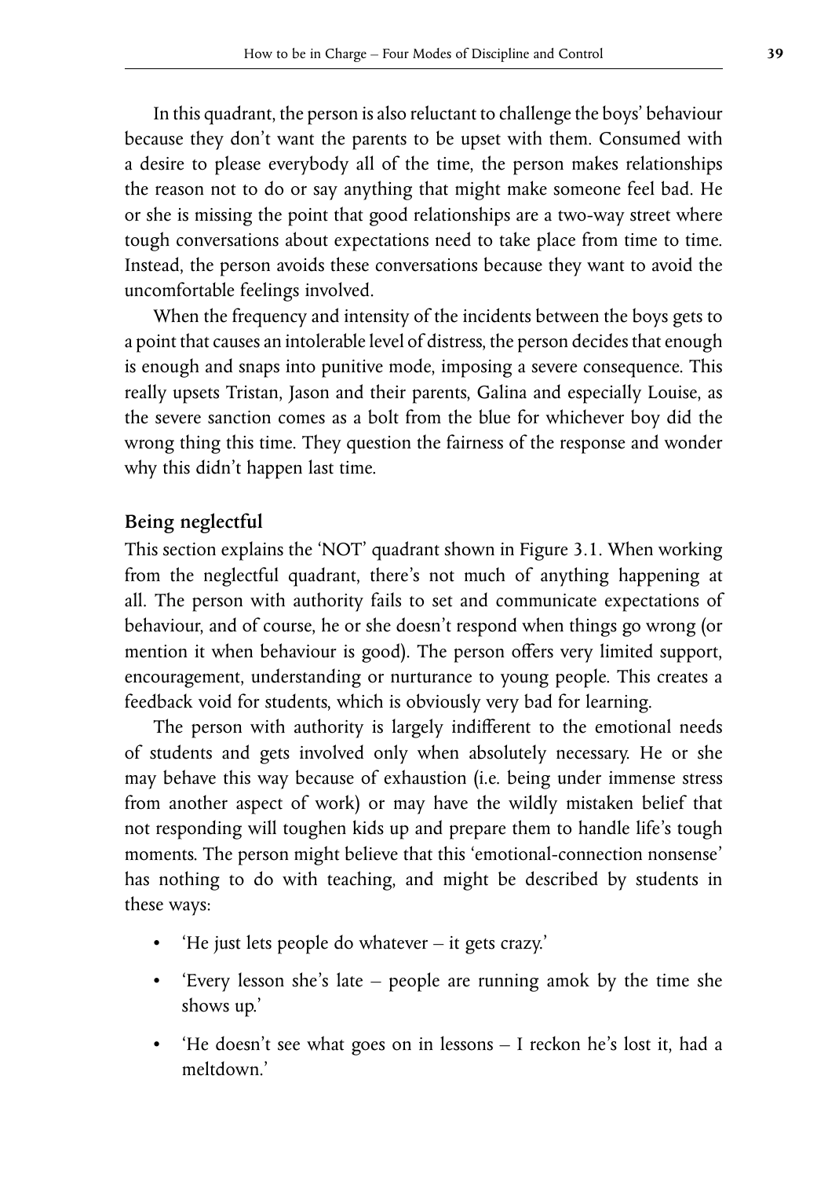In this quadrant, the person is also reluctant to challenge the boys' behaviour because they don't want the parents to be upset with them. Consumed with a desire to please everybody all of the time, the person makes relationships the reason not to do or say anything that might make someone feel bad. He or she is missing the point that good relationships are a two-way street where tough conversations about expectations need to take place from time to time. Instead, the person avoids these conversations because they want to avoid the uncomfortable feelings involved.

When the frequency and intensity of the incidents between the boys gets to a point that causes an intolerable level of distress, the person decides that enough is enough and snaps into punitive mode, imposing a severe consequence. This really upsets Tristan, Jason and their parents, Galina and especially Louise, as the severe sanction comes as a bolt from the blue for whichever boy did the wrong thing this time. They question the fairness of the response and wonder why this didn't happen last time.

### Being neglectful

This section explains the 'NOT' quadrant shown in Figure 3.1. When working from the neglectful quadrant, there's not much of anything happening at all. The person with authority fails to set and communicate expectations of behaviour, and of course, he or she doesn't respond when things go wrong (or mention it when behaviour is good). The person offers very limited support, encouragement, understanding or nurturance to young people. This creates a feedback void for students, which is obviously very bad for learning.

The person with authority is largely indifferent to the emotional needs of students and gets involved only when absolutely necessary. He or she may behave this way because of exhaustion (i.e. being under immense stress from another aspect of work) or may have the wildly mistaken belief that not responding will toughen kids up and prepare them to handle life's tough moments. The person might believe that this 'emotional-connection nonsense' has nothing to do with teaching, and might be described by students in these ways:

- 'He just lets people do whatever – it gets crazy.'
- 'Every lesson she's late – people are running amok by the time she shows up.'
- 'He doesn't see what goes on in lessons – I reckon he's lost it, had a meltdown.'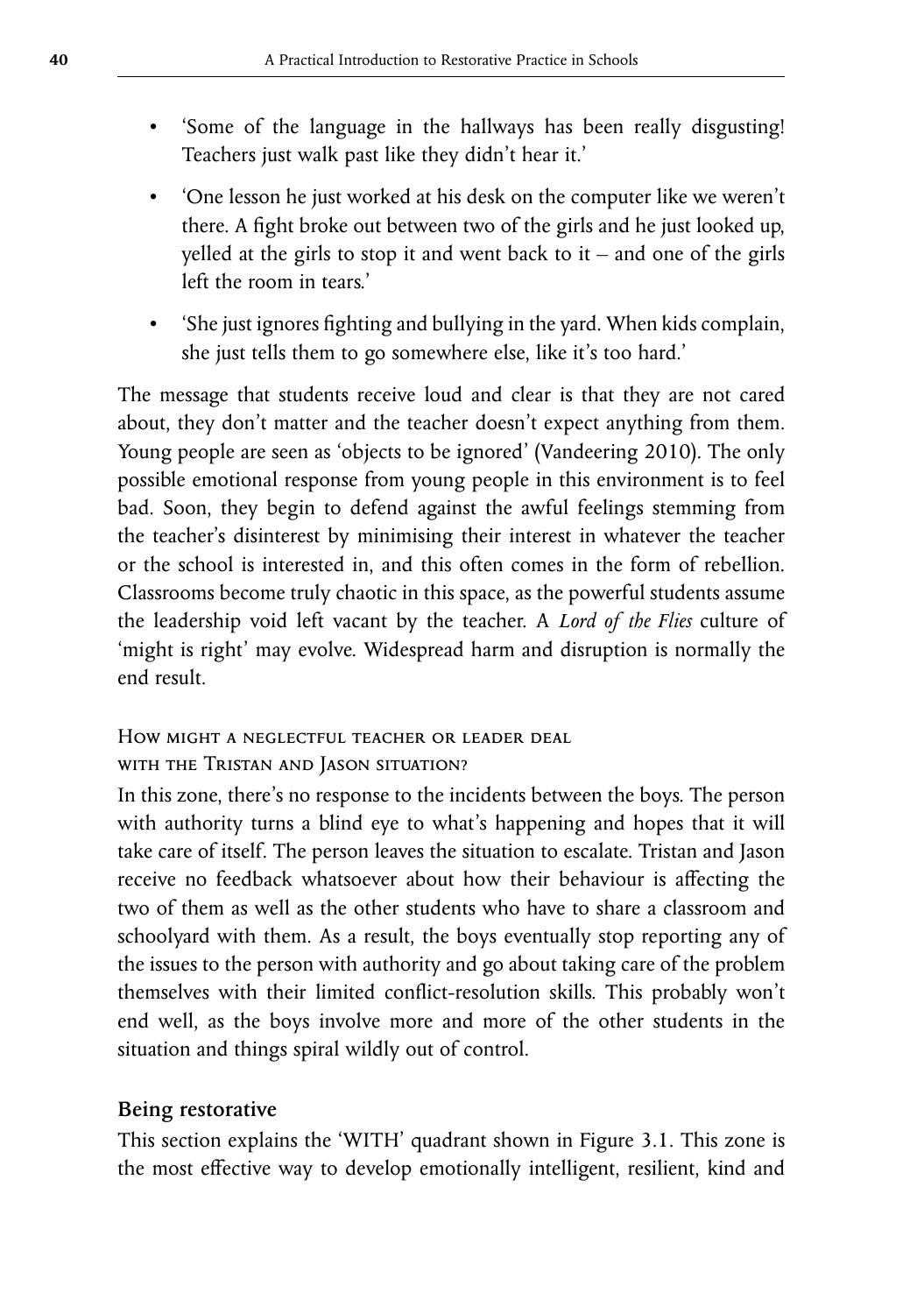- 'Some of the language in the hallways has been really disgusting! Teachers just walk past like they didn't hear it.'
- 'One lesson he just worked at his desk on the computer like we weren't there. A fight broke out between two of the girls and he just looked up, yelled at the girls to stop it and went back to it – and one of the girls left the room in tears.'
- 'She just ignores fighting and bullying in the yard. When kids complain, she just tells them to go somewhere else, like it's too hard.'

The message that students receive loud and clear is that they are not cared about, they don't matter and the teacher doesn't expect anything from them. Young people are seen as 'objects to be ignored' (Vandeering 2010). The only possible emotional response from young people in this environment is to feel bad. Soon, they begin to defend against the awful feelings stemming from the teacher's disinterest by minimising their interest in whatever the teacher or the school is interested in, and this often comes in the form of rebellion. Classrooms become truly chaotic in this space, as the powerful students assume the leadership void left vacant by the teacher. A *Lord of the Flies* culture of 'might is right' may evolve. Widespread harm and disruption is normally the end result.

#### How might a neglectful teacher or leader deal with the Tristan and Jason situation?

In this zone, there's no response to the incidents between the boys. The person with authority turns a blind eye to what's happening and hopes that it will take care of itself. The person leaves the situation to escalate. Tristan and Jason receive no feedback whatsoever about how their behaviour is affecting the two of them as well as the other students who have to share a classroom and schoolyard with them. As a result, the boys eventually stop reporting any of the issues to the person with authority and go about taking care of the problem themselves with their limited conflict-resolution skills. This probably won't end well, as the boys involve more and more of the other students in the situation and things spiral wildly out of control.

### Being restorative

This section explains the 'WITH' quadrant shown in Figure 3.1. This zone is the most effective way to develop emotionally intelligent, resilient, kind and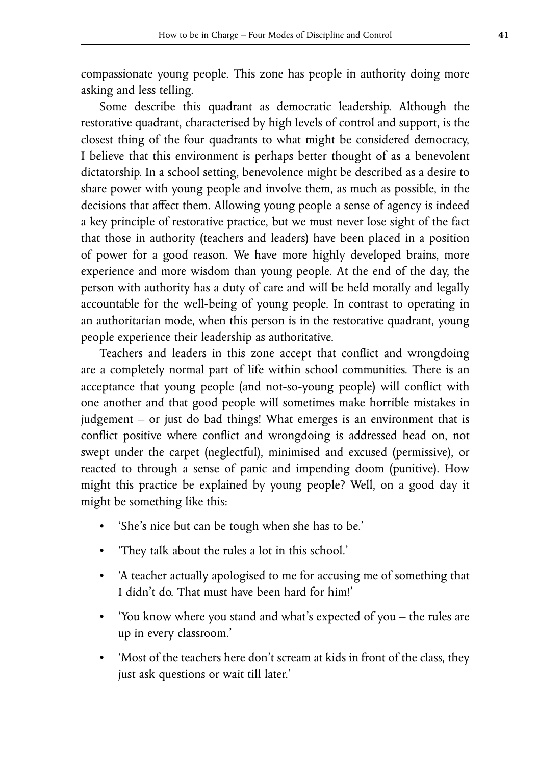compassionate young people. This zone has people in authority doing more asking and less telling.

Some describe this quadrant as democratic leadership. Although the restorative quadrant, characterised by high levels of control and support, is the closest thing of the four quadrants to what might be considered democracy, I believe that this environment is perhaps better thought of as a benevolent dictatorship. In a school setting, benevolence might be described as a desire to share power with young people and involve them, as much as possible, in the decisions that affect them. Allowing young people a sense of agency is indeed a key principle of restorative practice, but we must never lose sight of the fact that those in authority (teachers and leaders) have been placed in a position of power for a good reason. We have more highly developed brains, more experience and more wisdom than young people. At the end of the day, the person with authority has a duty of care and will be held morally and legally accountable for the well-being of young people. In contrast to operating in an authoritarian mode, when this person is in the restorative quadrant, young people experience their leadership as authoritative.

Teachers and leaders in this zone accept that conflict and wrongdoing are a completely normal part of life within school communities. There is an acceptance that young people (and not-so-young people) will conflict with one another and that good people will sometimes make horrible mistakes in judgement – or just do bad things! What emerges is an environment that is conflict positive where conflict and wrongdoing is addressed head on, not swept under the carpet (neglectful), minimised and excused (permissive), or reacted to through a sense of panic and impending doom (punitive). How might this practice be explained by young people? Well, on a good day it might be something like this:

- 'She's nice but can be tough when she has to be.'
- 'They talk about the rules a lot in this school.'
- 'A teacher actually apologised to me for accusing me of something that I didn't do. That must have been hard for him!'
- 'You know where you stand and what's expected of you – the rules are up in every classroom.'
- 'Most of the teachers here don't scream at kids in front of the class, they just ask questions or wait till later.'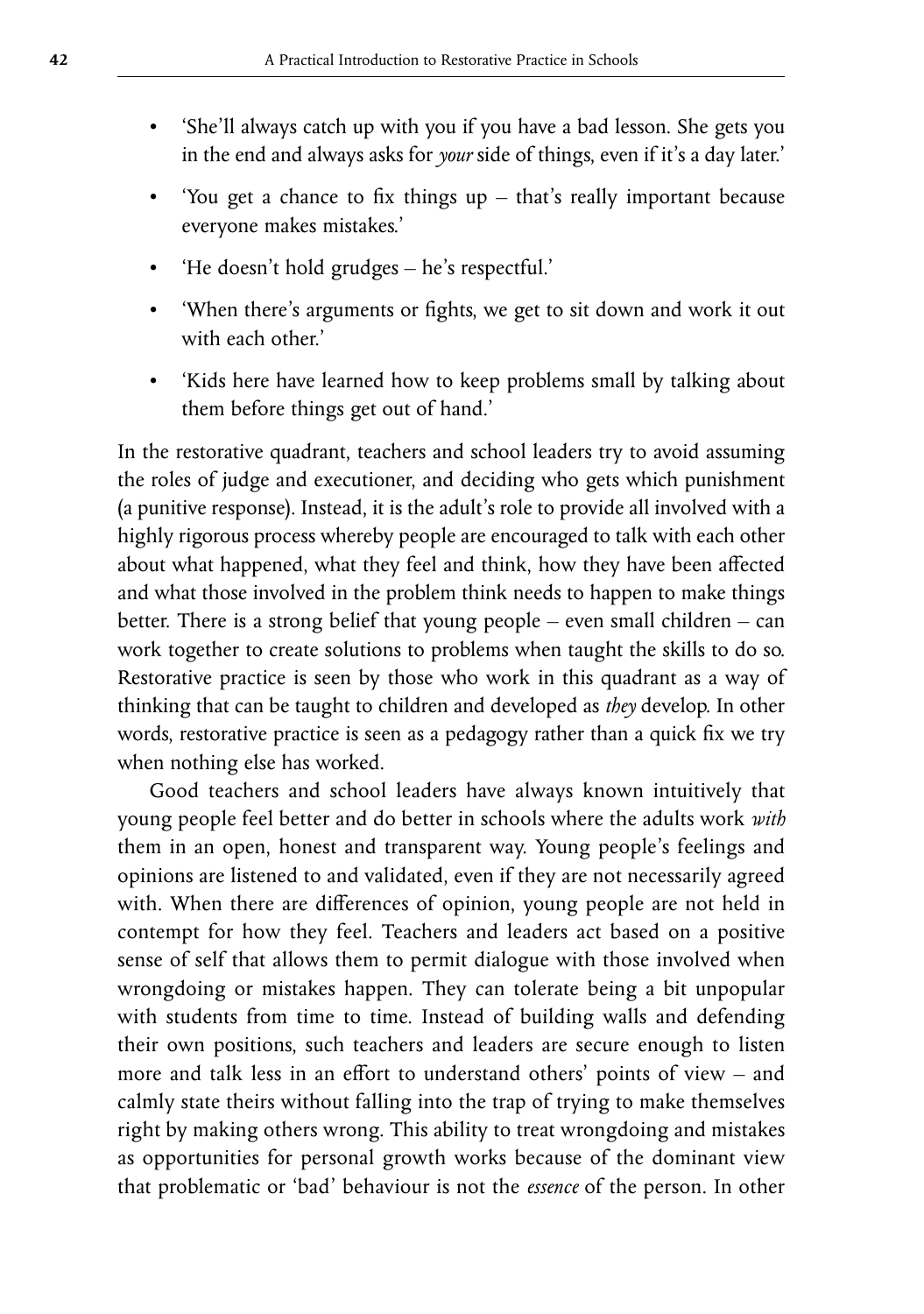- 'She'll always catch up with you if you have a bad lesson. She gets you in the end and always asks for *your* side of things, even if it's a day later.'
- 'You get a chance to fix things up – that's really important because everyone makes mistakes.'
- 'He doesn't hold grudges – he's respectful.'
- 'When there's arguments or fights, we get to sit down and work it out with each other.'
- 'Kids here have learned how to keep problems small by talking about them before things get out of hand.'

In the restorative quadrant, teachers and school leaders try to avoid assuming the roles of judge and executioner, and deciding who gets which punishment (a punitive response). Instead, it is the adult's role to provide all involved with a highly rigorous process whereby people are encouraged to talk with each other about what happened, what they feel and think, how they have been affected and what those involved in the problem think needs to happen to make things better. There is a strong belief that young people – even small children – can work together to create solutions to problems when taught the skills to do so. Restorative practice is seen by those who work in this quadrant as a way of thinking that can be taught to children and developed as *they* develop. In other words, restorative practice is seen as a pedagogy rather than a quick fix we try when nothing else has worked.

Good teachers and school leaders have always known intuitively that young people feel better and do better in schools where the adults work *with* them in an open, honest and transparent way. Young people's feelings and opinions are listened to and validated, even if they are not necessarily agreed with. When there are differences of opinion, young people are not held in contempt for how they feel. Teachers and leaders act based on a positive sense of self that allows them to permit dialogue with those involved when wrongdoing or mistakes happen. They can tolerate being a bit unpopular with students from time to time. Instead of building walls and defending their own positions, such teachers and leaders are secure enough to listen more and talk less in an effort to understand others' points of view – and calmly state theirs without falling into the trap of trying to make themselves right by making others wrong. This ability to treat wrongdoing and mistakes as opportunities for personal growth works because of the dominant view that problematic or 'bad' behaviour is not the *essence* of the person. In other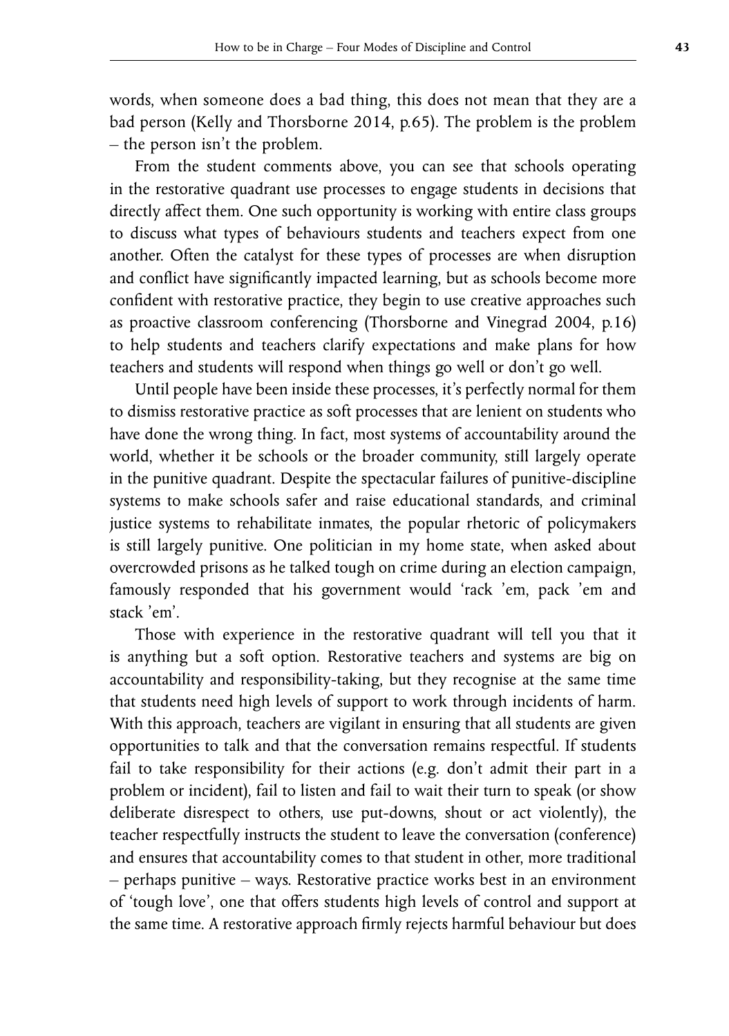words, when someone does a bad thing, this does not mean that they are a bad person (Kelly and Thorsborne 2014, p.65). The problem is the problem – the person isn't the problem.

From the student comments above, you can see that schools operating in the restorative quadrant use processes to engage students in decisions that directly affect them. One such opportunity is working with entire class groups to discuss what types of behaviours students and teachers expect from one another. Often the catalyst for these types of processes are when disruption and conflict have significantly impacted learning, but as schools become more confident with restorative practice, they begin to use creative approaches such as proactive classroom conferencing (Thorsborne and Vinegrad 2004, p.16) to help students and teachers clarify expectations and make plans for how teachers and students will respond when things go well or don't go well.

Until people have been inside these processes, it's perfectly normal for them to dismiss restorative practice as soft processes that are lenient on students who have done the wrong thing. In fact, most systems of accountability around the world, whether it be schools or the broader community, still largely operate in the punitive quadrant. Despite the spectacular failures of punitive-discipline systems to make schools safer and raise educational standards, and criminal justice systems to rehabilitate inmates, the popular rhetoric of policymakers is still largely punitive. One politician in my home state, when asked about overcrowded prisons as he talked tough on crime during an election campaign, famously responded that his government would 'rack 'em, pack 'em and stack 'em'.

Those with experience in the restorative quadrant will tell you that it is anything but a soft option. Restorative teachers and systems are big on accountability and responsibility-taking, but they recognise at the same time that students need high levels of support to work through incidents of harm. With this approach, teachers are vigilant in ensuring that all students are given opportunities to talk and that the conversation remains respectful. If students fail to take responsibility for their actions (e.g. don't admit their part in a problem or incident), fail to listen and fail to wait their turn to speak (or show deliberate disrespect to others, use put-downs, shout or act violently), the teacher respectfully instructs the student to leave the conversation (conference) and ensures that accountability comes to that student in other, more traditional – perhaps punitive – ways. Restorative practice works best in an environment of 'tough love', one that offers students high levels of control and support at the same time. A restorative approach firmly rejects harmful behaviour but does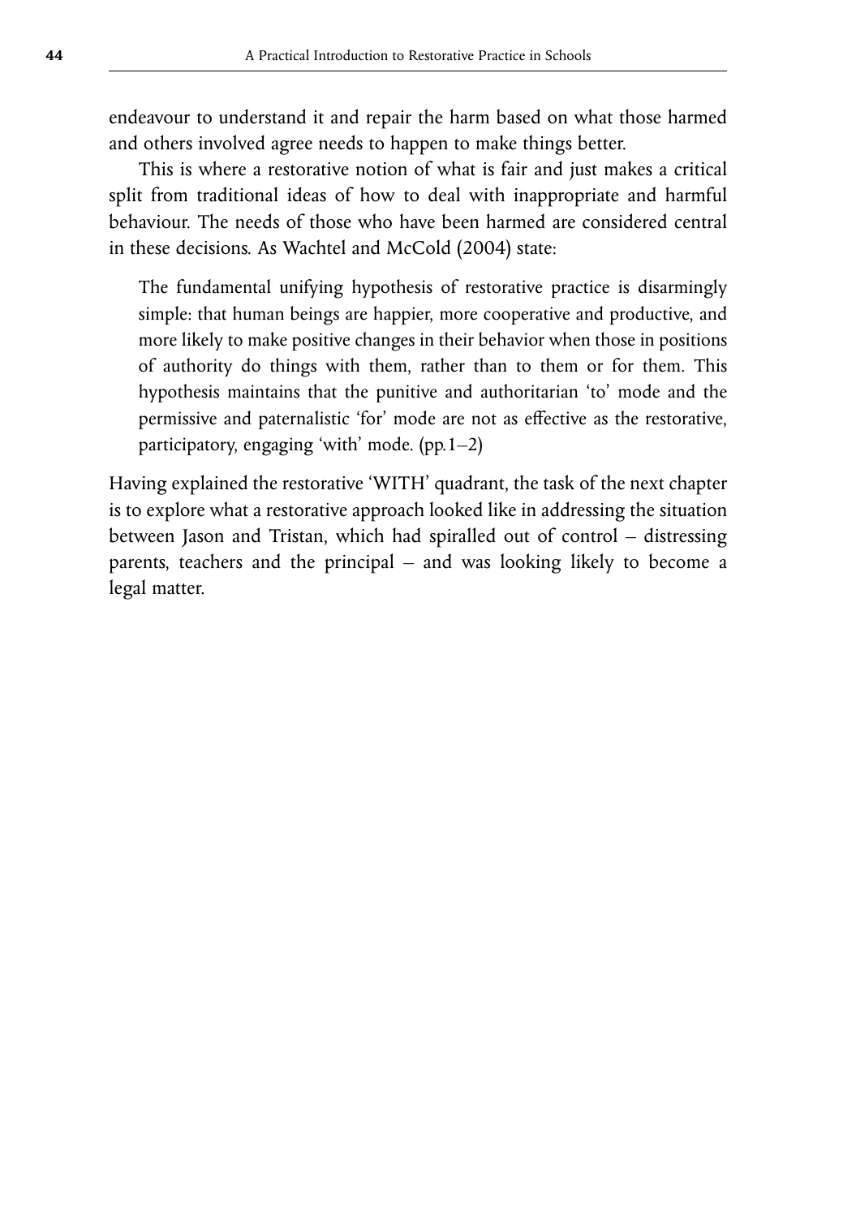endeavour to understand it and repair the harm based on what those harmed and others involved agree needs to happen to make things better.

This is where a restorative notion of what is fair and just makes a critical split from traditional ideas of how to deal with inappropriate and harmful behaviour. The needs of those who have been harmed are considered central in these decisions. As Wachtel and McCold (2004) state:

> The fundamental unifying hypothesis of restorative practice is disarmingly simple: that human beings are happier, more cooperative and productive, and more likely to make positive changes in their behavior when those in positions of authority do things with them, rather than to them or for them. This hypothesis maintains that the punitive and authoritarian 'to' mode and the permissive and paternalistic 'for' mode are not as effective as the restorative, participatory, engaging 'with' mode. (pp.1–2)

Having explained the restorative 'WITH' quadrant, the task of the next chapter is to explore what a restorative approach looked like in addressing the situation between Jason and Tristan, which had spiralled out of control – distressing parents, teachers and the principal – and was looking likely to become a legal matter.